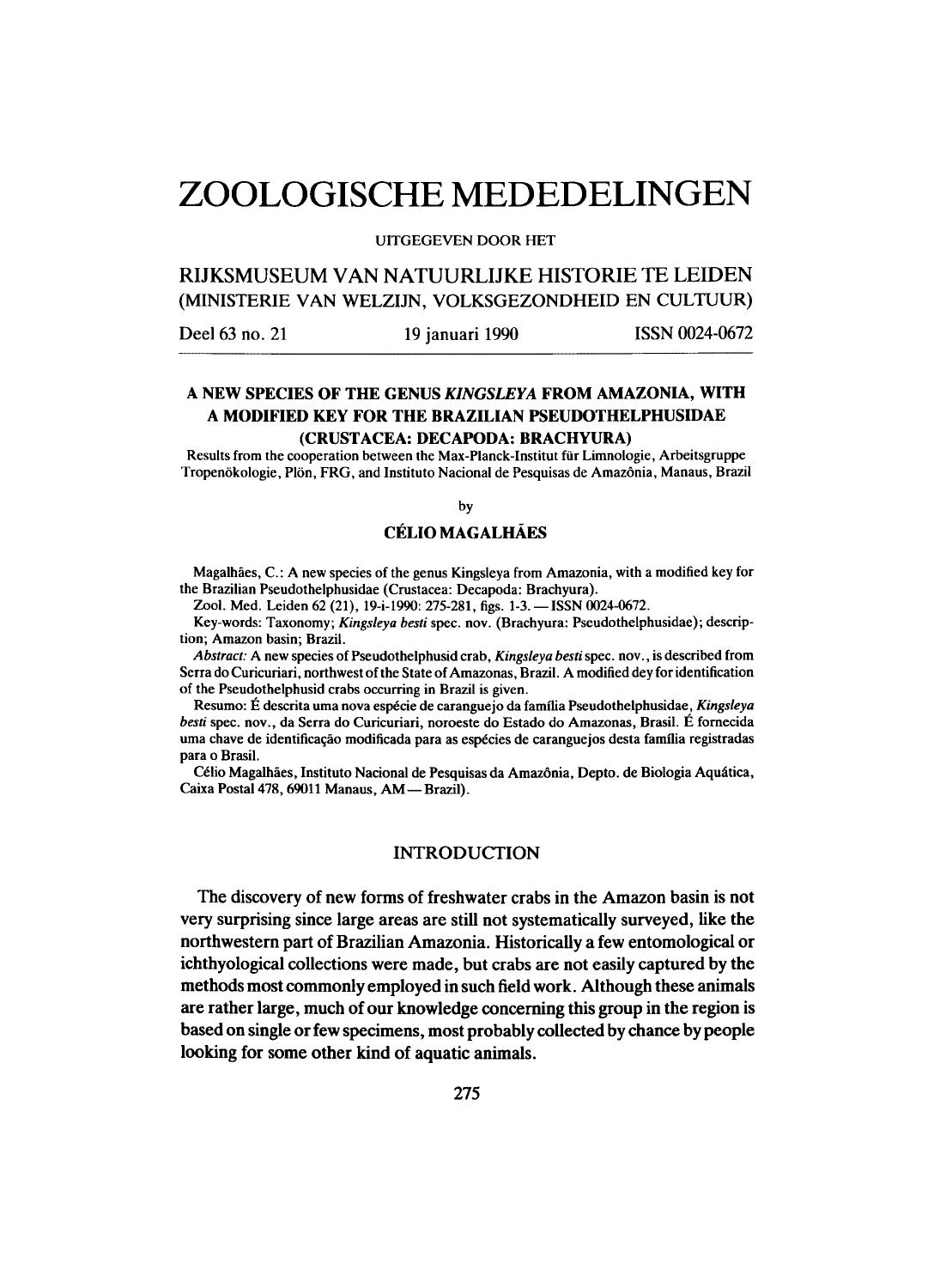# ZOOLOGISCHE MEDEDELINGEN

UITGEGEVEN DOOR HET

## RIJKSMUSEUM VAN NATUURLIJKE HISTORIE TE LEIDEN (MINISTERIE VAN WELZIJN, VOLKSGEZONDHEID EN CULTUUR)

Deel 63 no. 21 | 19 januari 1990 | ISSN 0024-0672

### A NEW SPECIES OF THE GENUS *KINGSLEYA* FROM AMAZONIA, WITH A MODIFIED KEY FOR THE BRAZILIAN PSEUDOTHELPHUSIDAE (CRUSTACEA: DECAPODA: BRACHYURA)

Results from the cooperation between the Max-Planck-Institut für Limnologie, Arbeitsgruppe Tropenökologie, Plön, FRG, and Instituto Nacional de Pesquisas de Amazônia, Manaus, Brazil

by

**CÉLIO MAGALHÃES**

Magalhães, C.: A new species of the genus Kingsleya from Amazonia, with a modified key for the Brazilian Pseudothelphusidae (Crustacea: Decapoda: Brachyura).

Zool. Med. Leiden 62 (21), 19-i-1990: 275-281, figs. 1-3. — ISSN 0024-0672.

Key-words: Taxonomy; *Kingsleya besti* spec. nov. (Brachyura: Pseudothelphusidae); description; Amazon basin; Brazil.

*Abstract:* A new species of Pseudothelphusid crab, *Kingsleya besti* spec. nov., is described from Serra do Curicuriari, northwest of the State of Amazonas, Brazil. A modified dey for identification of the Pseudothelphusid crabs occurring in Brazil is given.

Resumo: É descrita uma nova espécie de caranguejo da família Pseudothelphusidae, *Kingsleya besti* spec. nov., da Serra do Curicuriari, noroeste do Estado do Amazonas, Brasil. É fornecida uma chave de identificação modificada para as espécies de caranguejos desta família registradas para o Brasil.

Célio Magalhães, Instituto Nacional de Pesquisas da Amazônia, Depto. de Biologia Aquática, Caixa Postal 478, 69011 Manaus, AM — Brazil).

## INTRODUCTION

The discovery of new forms of freshwater crabs in the Amazon basin is not very surprising since large areas are still not systematically surveyed, like the northwestern part of Brazilian Amazonia. Historically a few entomological or ichthyological collections were made, but crabs are not easily captured by the methods most commonly employed in such field work. Although these animals are rather large, much of our knowledge concerning this group in the region is based on single or few specimens, most probably collected by chance by people looking for some other kind of aquatic animals.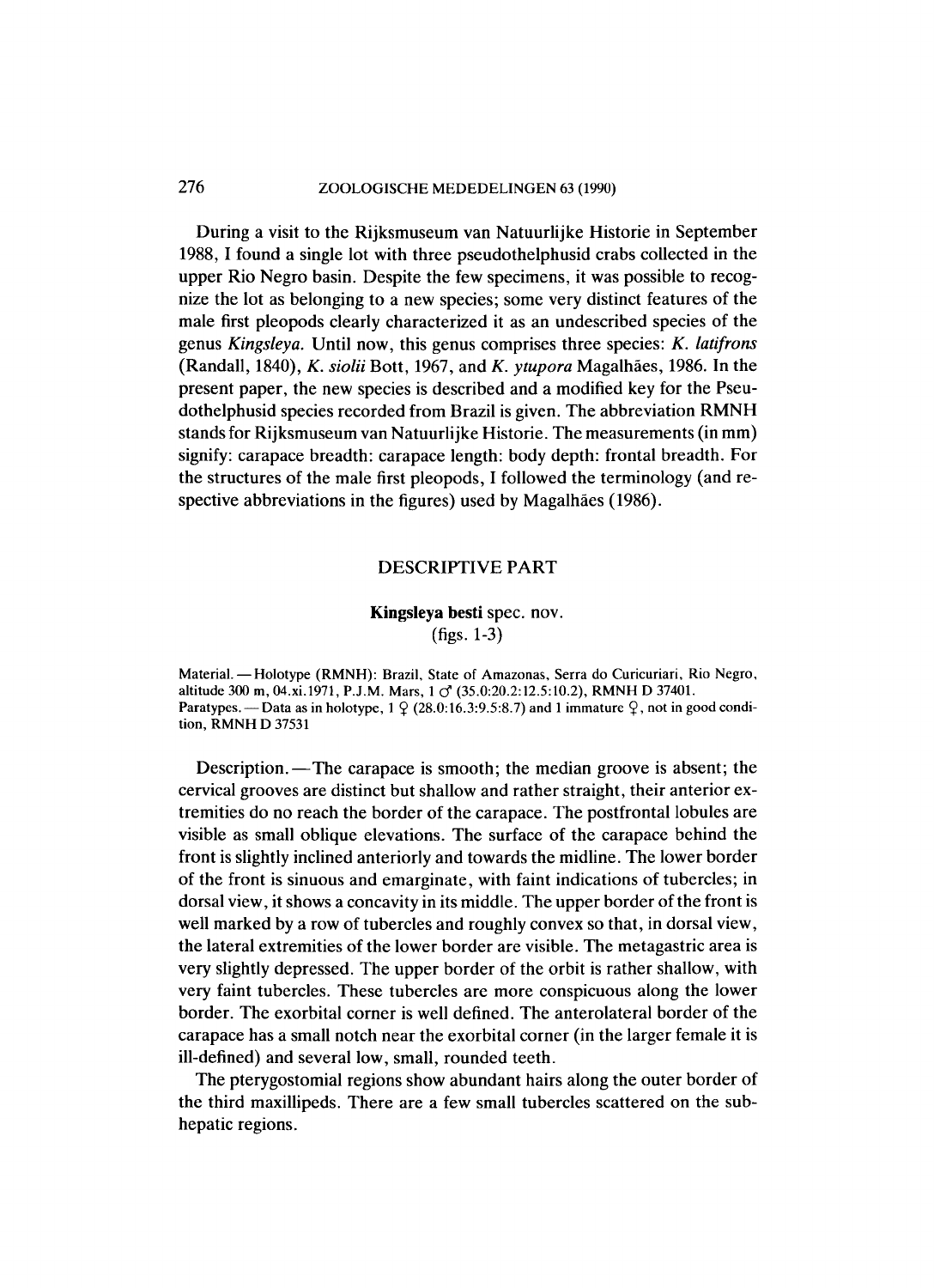During a visit to the Rijksmuseum van Natuurlijke Historie in September 1988, I found a single lot with three pseudothelphusid crabs collected in the upper Rio Negro basin. Despite the few specimens, it was possible to recognize the lot as belonging to a new species; some very distinct features of the male first pleopods clearly characterized it as an undescribed species of the genus *Kingsleya*. Until now, this genus comprises three species: *K. latifrons* (Randall, 1840), *K. siolii* Bott, 1967, and *K. ytupora* Magalhães, 1986. In the present paper, the new species is described and a modified key for the Pseudothelphusid species recorded from Brazil is given. The abbreviation RMNH stands for Rijksmuseum van Natuurlijke Historie. The measurements (in mm) signify: carapace breadth: carapace length: body depth: frontal breadth. For the structures of the male first pleopods, I followed the terminology (and respective abbreviations in the figures) used by Magalhães (1986).

## DESCRIPTIVE PART

### **Kingsleya besti** spec. nov.
(figs. 1-3)

Material. — Holotype (RMNH): Brazil, State of Amazonas, Serra do Curicuriari, Rio Negro, altitude 300 m, 04.xi.1971, P.J.M. Mars, 1 ♂ (35.0:20.2:12.5:10.2), RMNH D 37401.
Paratypes. — Data as in holotype, 1 ♀ (28.0:16.3:9.5:8.7) and 1 immature ♀, not in good condition, RMNH D 37531

Description. — The carapace is smooth; the median groove is absent; the cervical grooves are distinct but shallow and rather straight, their anterior extremities do no reach the border of the carapace. The postfrontal lobules are visible as small oblique elevations. The surface of the carapace behind the front is slightly inclined anteriorly and towards the midline. The lower border of the front is sinuous and emarginate, with faint indications of tubercles; in dorsal view, it shows a concavity in its middle. The upper border of the front is well marked by a row of tubercles and roughly convex so that, in dorsal view, the lateral extremities of the lower border are visible. The metagastric area is very slightly depressed. The upper border of the orbit is rather shallow, with very faint tubercles. These tubercles are more conspicuous along the lower border. The exorbital corner is well defined. The anterolateral border of the carapace has a small notch near the exorbital corner (in the larger female it is ill-defined) and several low, small, rounded teeth.

The pterygostomial regions show abundant hairs along the outer border of the third maxillipeds. There are a few small tubercles scattered on the subhepatic regions.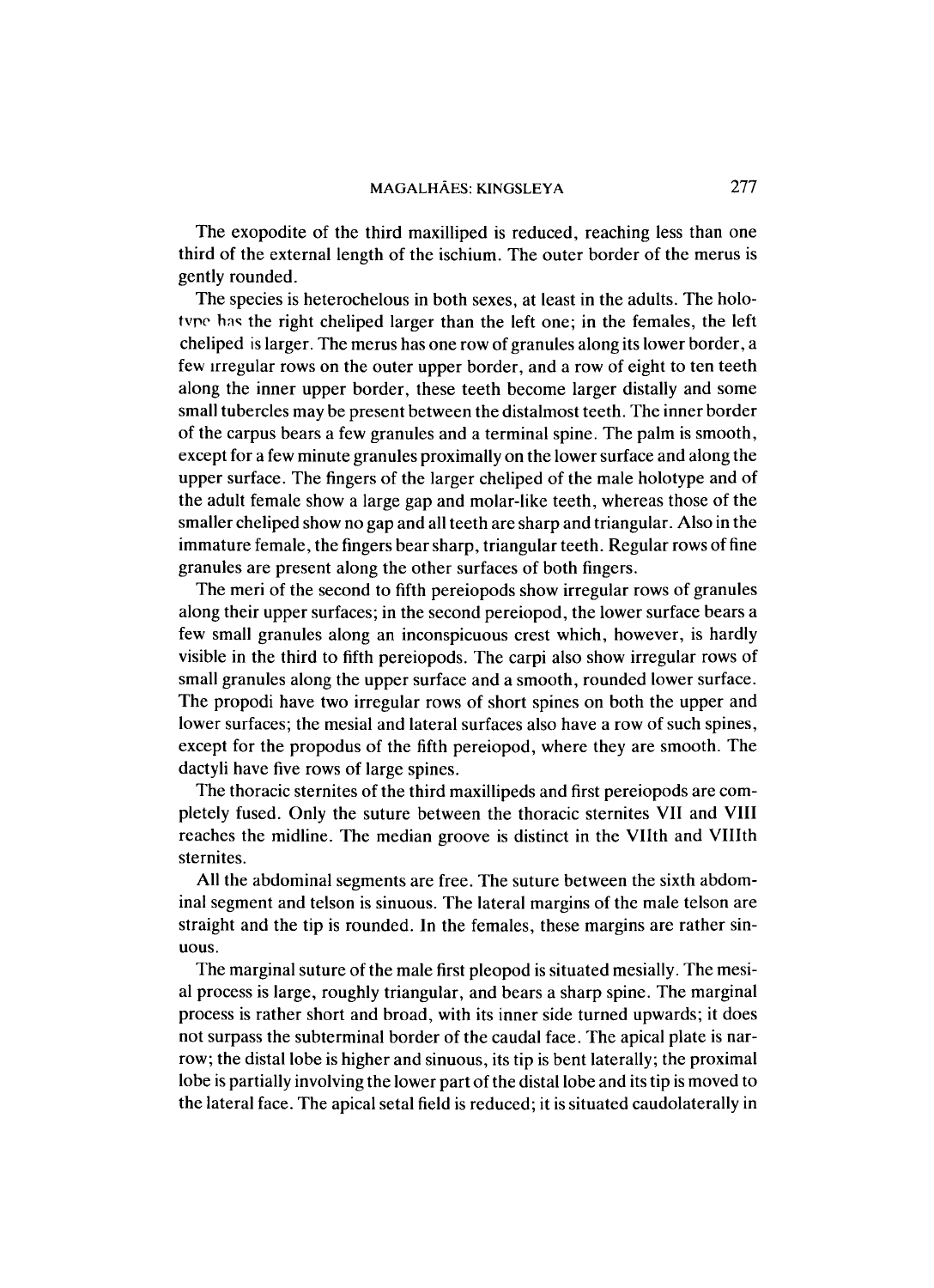The exopodite of the third maxilliped is reduced, reaching less than one third of the external length of the ischium. The outer border of the merus is gently rounded.

The species is heterochelous in both sexes, at least in the adults. The holotype has the right cheliped larger than the left one; in the females, the left cheliped is larger. The merus has one row of granules along its lower border, a few irregular rows on the outer upper border, and a row of eight to ten teeth along the inner upper border, these teeth become larger distally and some small tubercles may be present between the distalmost teeth. The inner border of the carpus bears a few granules and a terminal spine. The palm is smooth, except for a few minute granules proximally on the lower surface and along the upper surface. The fingers of the larger cheliped of the male holotype and of the adult female show a large gap and molar-like teeth, whereas those of the smaller cheliped show no gap and all teeth are sharp and triangular. Also in the immature female, the fingers bear sharp, triangular teeth. Regular rows of fine granules are present along the other surfaces of both fingers.

The meri of the second to fifth pereiopods show irregular rows of granules along their upper surfaces; in the second pereiopod, the lower surface bears a few small granules along an inconspicuous crest which, however, is hardly visible in the third to fifth pereiopods. The carpi also show irregular rows of small granules along the upper surface and a smooth, rounded lower surface. The propodi have two irregular rows of short spines on both the upper and lower surfaces; the mesial and lateral surfaces also have a row of such spines, except for the propodus of the fifth pereiopod, where they are smooth. The dactyli have five rows of large spines.

The thoracic sternites of the third maxillipeds and first pereiopods are completely fused. Only the suture between the thoracic sternites VII and VIII reaches the midline. The median groove is distinct in the VIIth and VIIIth sternites.

All the abdominal segments are free. The suture between the sixth abdominal segment and telson is sinuous. The lateral margins of the male telson are straight and the tip is rounded. In the females, these margins are rather sinuous.

The marginal suture of the male first pleopod is situated mesially. The mesial process is large, roughly triangular, and bears a sharp spine. The marginal process is rather short and broad, with its inner side turned upwards; it does not surpass the subterminal border of the caudal face. The apical plate is narrow; the distal lobe is higher and sinuous, its tip is bent laterally; the proximal lobe is partially involving the lower part of the distal lobe and its tip is moved to the lateral face. The apical setal field is reduced; it is situated caudolaterally in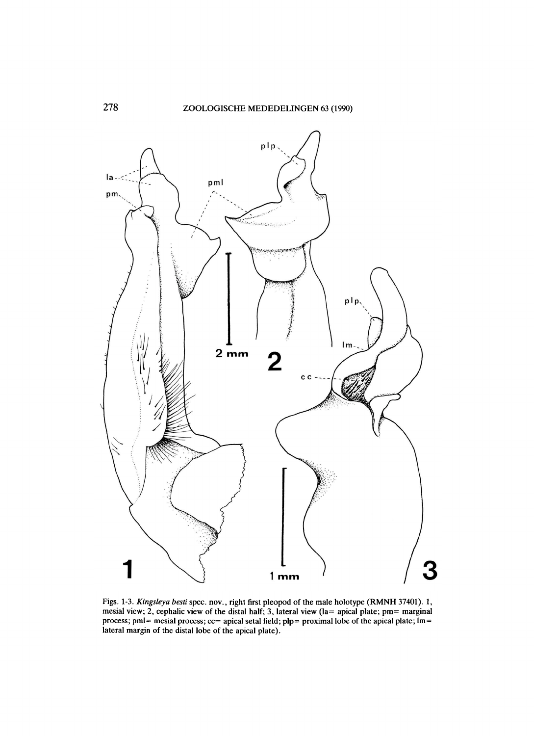Figs. 1-3. *Kingsleya besti* spec. nov., right first pleopod of the male holotype (RMNH 37401). 1, mesial view; 2, cephalic view of the distal half; 3, lateral view (la= apical plate; pm= marginal process; pml= mesial process; cc= apical setal field; plp= proximal lobe of the apical plate; lm= lateral margin of the distal lobe of the apical plate).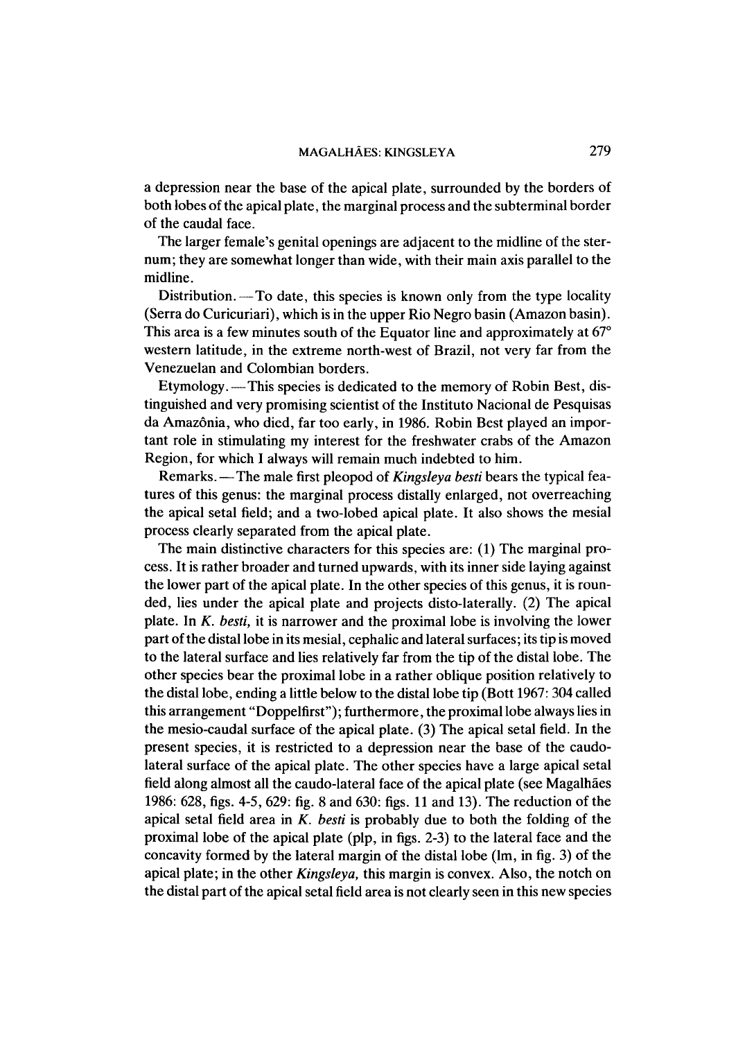a depression near the base of the apical plate, surrounded by the borders of both lobes of the apical plate, the marginal process and the subterminal border of the caudal face.

The larger female's genital openings are adjacent to the midline of the sternum; they are somewhat longer than wide, with their main axis parallel to the midline.

Distribution.—To date, this species is known only from the type locality (Serra do Curicuriari), which is in the upper Rio Negro basin (Amazon basin). This area is a few minutes south of the Equator line and approximately at 67° western latitude, in the extreme north-west of Brazil, not very far from the Venezuelan and Colombian borders.

Etymology.—This species is dedicated to the memory of Robin Best, distinguished and very promising scientist of the Instituto Nacional de Pesquisas da Amazônia, who died, far too early, in 1986. Robin Best played an important role in stimulating my interest for the freshwater crabs of the Amazon Region, for which I always will remain much indebted to him.

Remarks.—The male first pleopod of *Kingsleya besti* bears the typical features of this genus: the marginal process distally enlarged, not overreaching the apical setal field; and a two-lobed apical plate. It also shows the mesial process clearly separated from the apical plate.

The main distinctive characters for this species are: (1) The marginal process. It is rather broader and turned upwards, with its inner side laying against the lower part of the apical plate. In the other species of this genus, it is rounded, lies under the apical plate and projects disto-laterally. (2) The apical plate. In *K. besti*, it is narrower and the proximal lobe is involving the lower part of the distal lobe in its mesial, cephalic and lateral surfaces; its tip is moved to the lateral surface and lies relatively far from the tip of the distal lobe. The other species bear the proximal lobe in a rather oblique position relatively to the distal lobe, ending a little below to the distal lobe tip (Bott 1967: 304 called this arrangement "Doppelfirst"); furthermore, the proximal lobe always lies in the mesio-caudal surface of the apical plate. (3) The apical setal field. In the present species, it is restricted to a depression near the base of the caudo-lateral surface of the apical plate. The other species have a large apical setal field along almost all the caudo-lateral face of the apical plate (see Magalhães 1986: 628, figs. 4-5, 629: fig. 8 and 630: figs. 11 and 13). The reduction of the apical setal field area in *K. besti* is probably due to both the folding of the proximal lobe of the apical plate (plp, in figs. 2-3) to the lateral face and the concavity formed by the lateral margin of the distal lobe (lm, in fig. 3) of the apical plate; in the other *Kingsleya*, this margin is convex. Also, the notch on the distal part of the apical setal field area is not clearly seen in this new species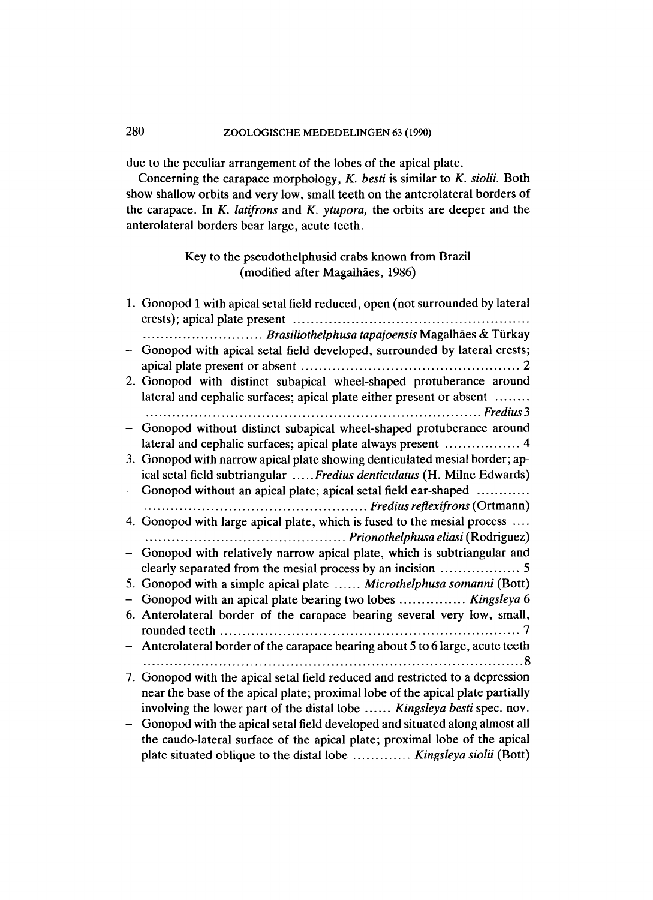due to the peculiar arrangement of the lobes of the apical plate.

Concerning the carapace morphology, *K. besti* is similar to *K. siolii*. Both show shallow orbits and very low, small teeth on the anterolateral borders of the carapace. In *K. latifrons* and *K. ytupora*, the orbits are deeper and the anterolateral borders bear large, acute teeth.

## Key to the pseudothelphusid crabs known from Brazil (modified after Magalhães, 1986)

1. Gonopod 1 with apical setal field reduced, open (not surrounded by lateral crests); apical plate present ........................................................ *Brasiliothelphusa tapajoensis* Magalhães & Türkay
- Gonopod with apical setal field developed, surrounded by lateral crests; apical plate present or absent ........................................................ 2
2. Gonopod with distinct subapical wheel-shaped protuberance around lateral and cephalic surfaces; apical plate either present or absent ........................................................ *Fredius* 3
- Gonopod without distinct subapical wheel-shaped protuberance around lateral and cephalic surfaces; apical plate always present ................. 4
3. Gonopod with narrow apical plate showing denticulated mesial border; apical setal field subtriangular ..... *Fredius denticulatus* (H. Milne Edwards)
- Gonopod without an apical plate; apical setal field ear-shaped ........................................................ *Fredius reflexifrons* (Ortmann)
4. Gonopod with large apical plate, which is fused to the mesial process .... ........................................................ *Prionothelphusa eliasi* (Rodriguez)
- Gonopod with relatively narrow apical plate, which is subtriangular and clearly separated from the mesial process by an incision .................. 5
5. Gonopod with a simple apical plate ...... *Microthelphusa somanni* (Bott)
- Gonopod with an apical plate bearing two lobes ............... *Kingsleya* 6
6. Anterolateral border of the carapace bearing several very low, small, rounded teeth ........................................................ 7
- Anterolateral border of the carapace bearing about 5 to 6 large, acute teeth ........................................................ 8
7. Gonopod with the apical setal field reduced and restricted to a depression near the base of the apical plate; proximal lobe of the apical plate partially involving the lower part of the distal lobe ...... *Kingsleya besti* spec. nov.
- Gonopod with the apical setal field developed and situated along almost all the caudo-lateral surface of the apical plate; proximal lobe of the apical plate situated oblique to the distal lobe ............. *Kingsleya siolii* (Bott)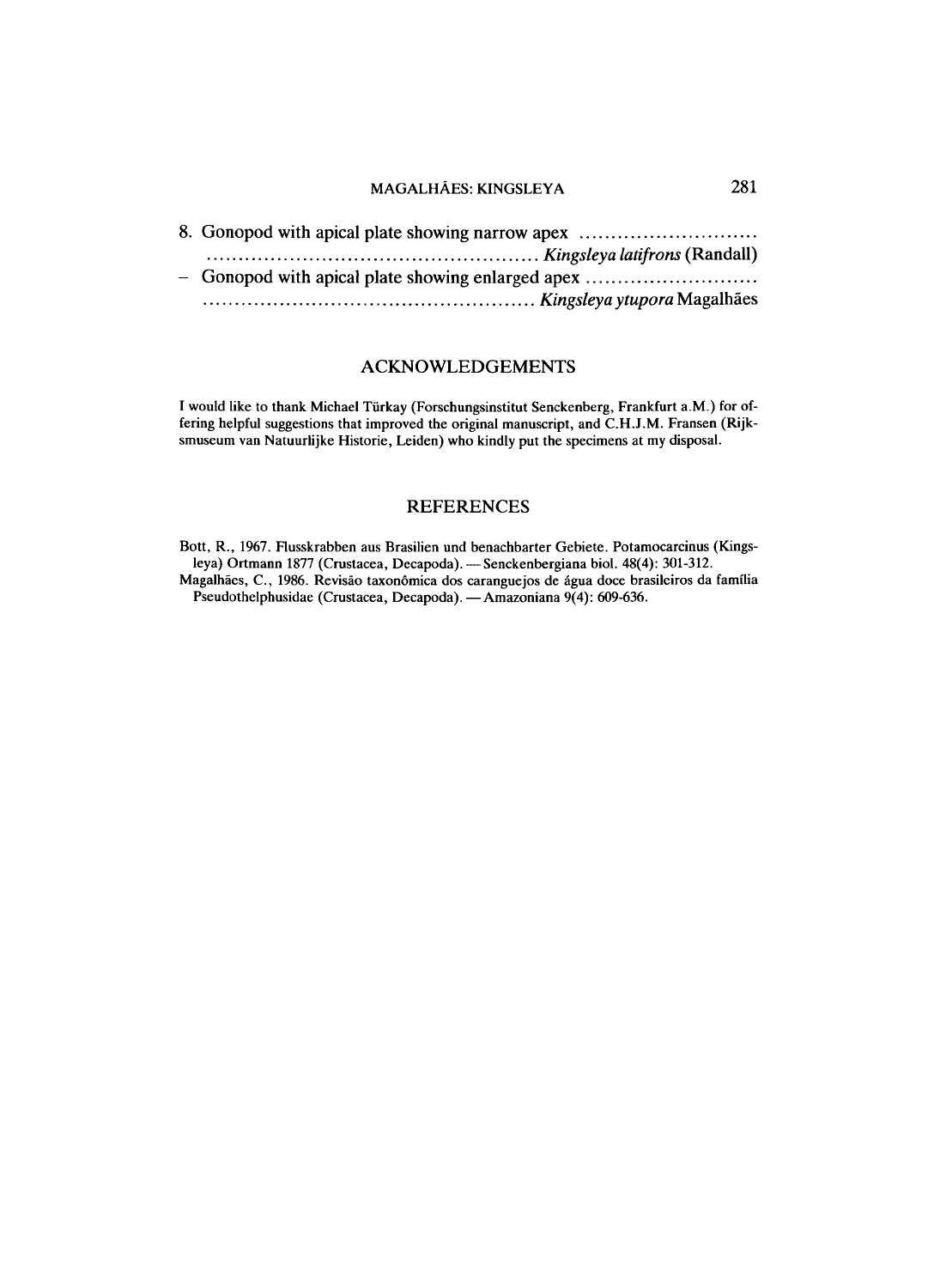8. Gonopod with apical plate showing narrow apex ............................ .................................................... *Kingsleya latifrons* (Randall)
– Gonopod with apical plate showing enlarged apex ........................... .................................................... *Kingsleya ytupora* Magalhães

## ACKNOWLEDGEMENTS

I would like to thank Michael Türkay (Forschungsinstitut Senckenberg, Frankfurt a.M.) for offering helpful suggestions that improved the original manuscript, and C.H.J.M. Fransen (Rijksmuseum van Natuurlijke Historie, Leiden) who kindly put the specimens at my disposal.

## REFERENCES

Bott, R., 1967. Flusskrabben aus Brasilien und benachbarter Gebiete. Potamocarcinus (Kingsleya) Ortmann 1877 (Crustacea, Decapoda). — Senckenbergiana biol. 48(4): 301-312.

Magalhães, C., 1986. Revisão taxonômica dos caranguejos de água doce brasileiros da família Pseudothelphusidae (Crustacea, Decapoda). — Amazoniana 9(4): 609-636.